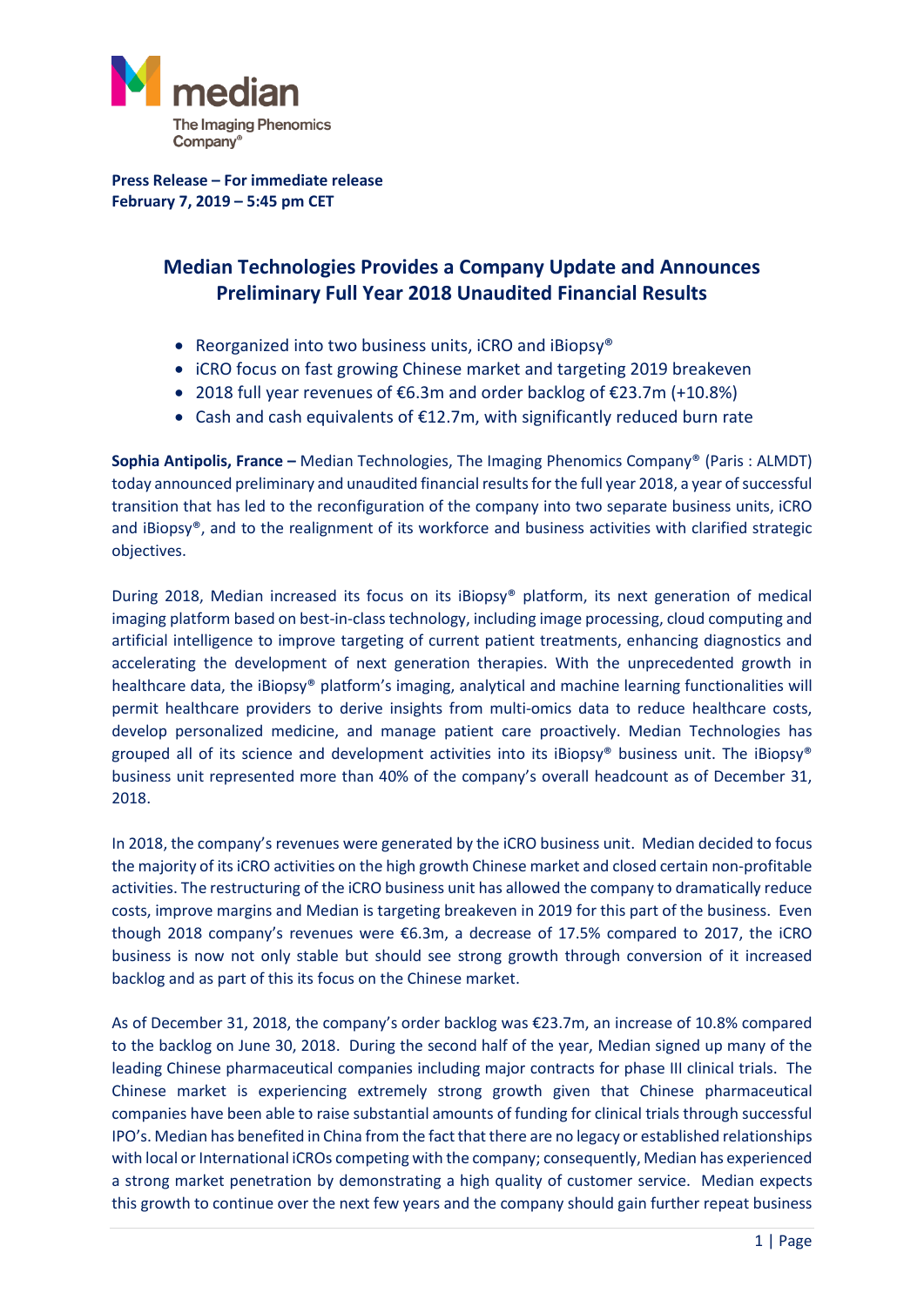**Press Release – For immediate release**
**February 7, 2019 – 5:45 pm CET**

# Median Technologies Provides a Company Update and Announces Preliminary Full Year 2018 Unaudited Financial Results

- Reorganized into two business units, iCRO and iBiopsy®
- iCRO focus on fast growing Chinese market and targeting 2019 breakeven
- 2018 full year revenues of €6.3m and order backlog of €23.7m (+10.8%)
- Cash and cash equivalents of €12.7m, with significantly reduced burn rate

**Sophia Antipolis, France –** Median Technologies, The Imaging Phenomics Company® (Paris : ALMDT) today announced preliminary and unaudited financial results for the full year 2018, a year of successful transition that has led to the reconfiguration of the company into two separate business units, iCRO and iBiopsy®, and to the realignment of its workforce and business activities with clarified strategic objectives.

During 2018, Median increased its focus on its iBiopsy® platform, its next generation of medical imaging platform based on best-in-class technology, including image processing, cloud computing and artificial intelligence to improve targeting of current patient treatments, enhancing diagnostics and accelerating the development of next generation therapies. With the unprecedented growth in healthcare data, the iBiopsy® platform's imaging, analytical and machine learning functionalities will permit healthcare providers to derive insights from multi-omics data to reduce healthcare costs, develop personalized medicine, and manage patient care proactively. Median Technologies has grouped all of its science and development activities into its iBiopsy® business unit. The iBiopsy® business unit represented more than 40% of the company's overall headcount as of December 31, 2018.

In 2018, the company's revenues were generated by the iCRO business unit. Median decided to focus the majority of its iCRO activities on the high growth Chinese market and closed certain non-profitable activities. The restructuring of the iCRO business unit has allowed the company to dramatically reduce costs, improve margins and Median is targeting breakeven in 2019 for this part of the business. Even though 2018 company's revenues were €6.3m, a decrease of 17.5% compared to 2017, the iCRO business is now not only stable but should see strong growth through conversion of it increased backlog and as part of this its focus on the Chinese market.

As of December 31, 2018, the company's order backlog was €23.7m, an increase of 10.8% compared to the backlog on June 30, 2018. During the second half of the year, Median signed up many of the leading Chinese pharmaceutical companies including major contracts for phase III clinical trials. The Chinese market is experiencing extremely strong growth given that Chinese pharmaceutical companies have been able to raise substantial amounts of funding for clinical trials through successful IPO's. Median has benefited in China from the fact that there are no legacy or established relationships with local or International iCROs competing with the company; consequently, Median has experienced a strong market penetration by demonstrating a high quality of customer service. Median expects this growth to continue over the next few years and the company should gain further repeat business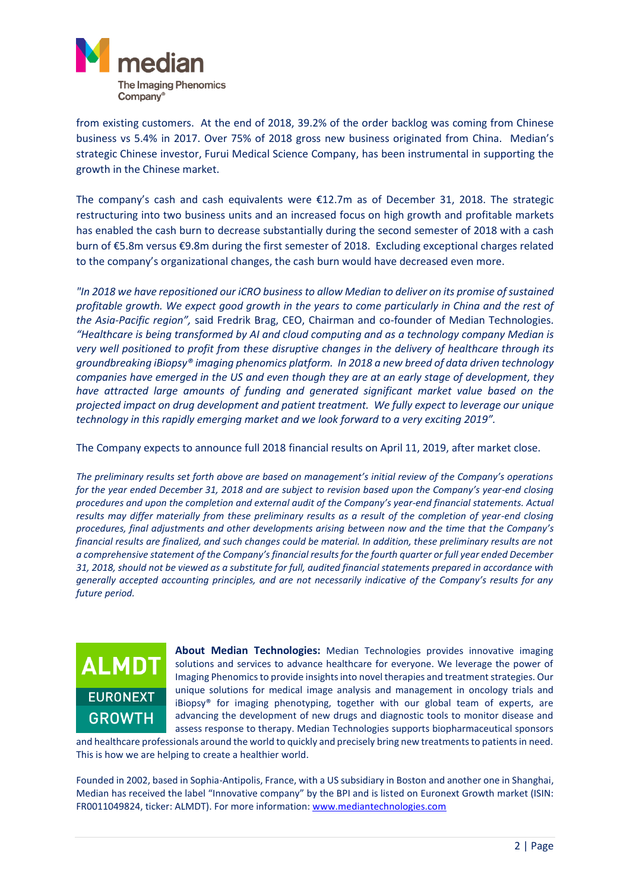from existing customers. At the end of 2018, 39.2% of the order backlog was coming from Chinese business vs 5.4% in 2017. Over 75% of 2018 gross new business originated from China. Median's strategic Chinese investor, Furui Medical Science Company, has been instrumental in supporting the growth in the Chinese market.

The company's cash and cash equivalents were €12.7m as of December 31, 2018. The strategic restructuring into two business units and an increased focus on high growth and profitable markets has enabled the cash burn to decrease substantially during the second semester of 2018 with a cash burn of €5.8m versus €9.8m during the first semester of 2018. Excluding exceptional charges related to the company's organizational changes, the cash burn would have decreased even more.

*"In 2018 we have repositioned our iCRO business to allow Median to deliver on its promise of sustained profitable growth. We expect good growth in the years to come particularly in China and the rest of the Asia-Pacific region",* said Fredrik Brag, CEO, Chairman and co-founder of Median Technologies. *"Healthcare is being transformed by AI and cloud computing and as a technology company Median is very well positioned to profit from these disruptive changes in the delivery of healthcare through its groundbreaking iBiopsy® imaging phenomics platform. In 2018 a new breed of data driven technology companies have emerged in the US and even though they are at an early stage of development, they have attracted large amounts of funding and generated significant market value based on the projected impact on drug development and patient treatment. We fully expect to leverage our unique technology in this rapidly emerging market and we look forward to a very exciting 2019".*

The Company expects to announce full 2018 financial results on April 11, 2019, after market close.

*The preliminary results set forth above are based on management's initial review of the Company's operations for the year ended December 31, 2018 and are subject to revision based upon the Company's year-end closing procedures and upon the completion and external audit of the Company's year-end financial statements. Actual results may differ materially from these preliminary results as a result of the completion of year-end closing procedures, final adjustments and other developments arising between now and the time that the Company's financial results are finalized, and such changes could be material. In addition, these preliminary results are not a comprehensive statement of the Company's financial results for the fourth quarter or full year ended December 31, 2018, should not be viewed as a substitute for full, audited financial statements prepared in accordance with generally accepted accounting principles, and are not necessarily indicative of the Company's results for any future period.*

ALMDT
EURONEXT
GROWTH

**About Median Technologies:** Median Technologies provides innovative imaging solutions and services to advance healthcare for everyone. We leverage the power of Imaging Phenomics to provide insights into novel therapies and treatment strategies. Our unique solutions for medical image analysis and management in oncology trials and iBiopsy® for imaging phenotyping, together with our global team of experts, are advancing the development of new drugs and diagnostic tools to monitor disease and assess response to therapy. Median Technologies supports biopharmaceutical sponsors and healthcare professionals around the world to quickly and precisely bring new treatments to patients in need. This is how we are helping to create a healthier world.

Founded in 2002, based in Sophia-Antipolis, France, with a US subsidiary in Boston and another one in Shanghai, Median has received the label "Innovative company" by the BPI and is listed on Euronext Growth market (ISIN: FR0011049824, ticker: ALMDT). For more information: www.mediantechnologies.com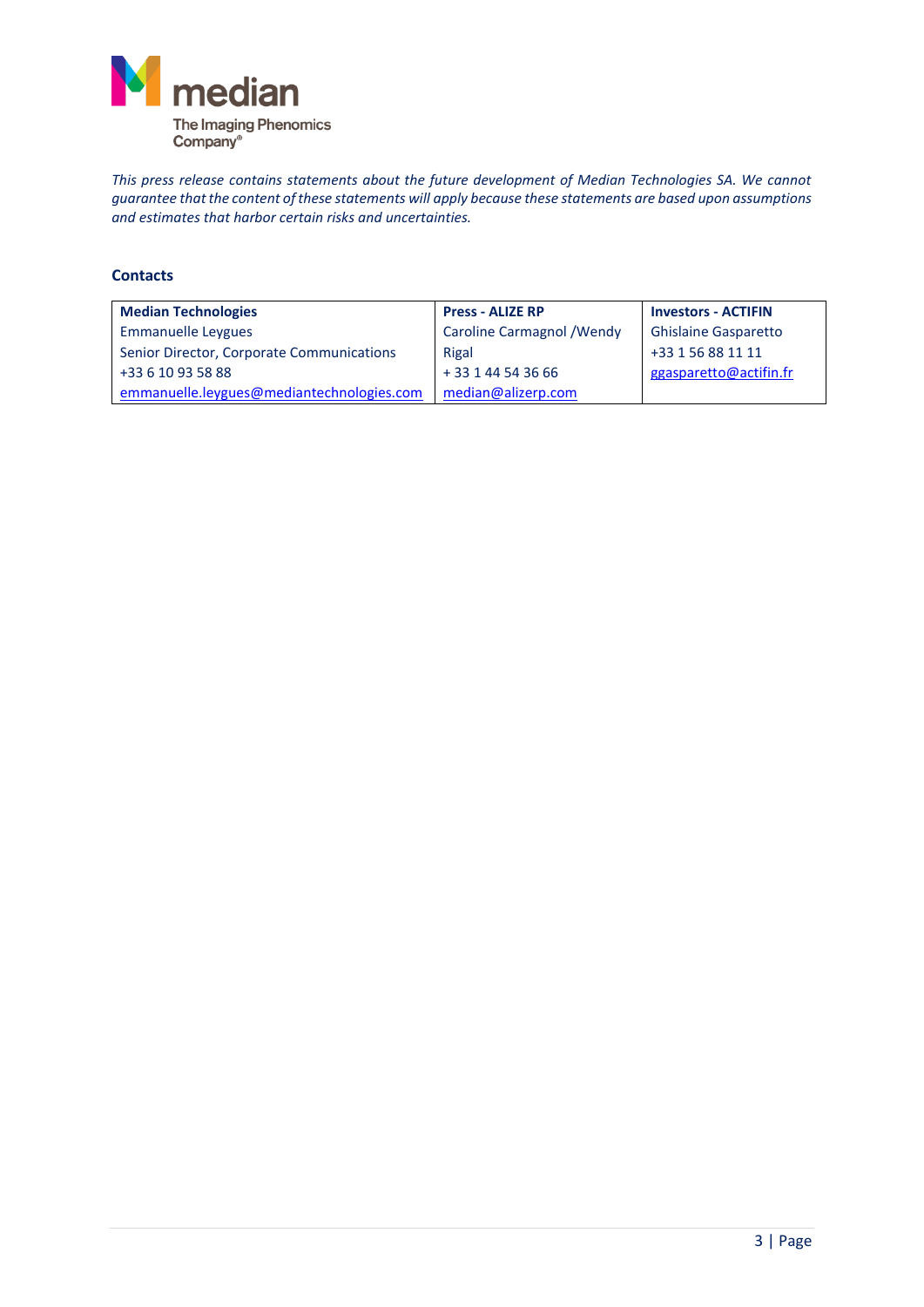*This press release contains statements about the future development of Median Technologies SA. We cannot guarantee that the content of these statements will apply because these statements are based upon assumptions and estimates that harbor certain risks and uncertainties.*

### Contacts

| **Median Technologies** | **Press - ALIZE RP** | **Investors - ACTIFIN** |
|---|---|---|
| Emmanuelle Leygues<br>Senior Director, Corporate Communications<br>+33 6 10 93 58 88<br>emmanuelle.leygues@mediantechnologies.com | Caroline Carmagnol /Wendy Rigal<br>+ 33 1 44 54 36 66<br>median@alizerp.com | Ghislaine Gasparetto<br>+33 1 56 88 11 11<br>ggasparetto@actifin.fr |